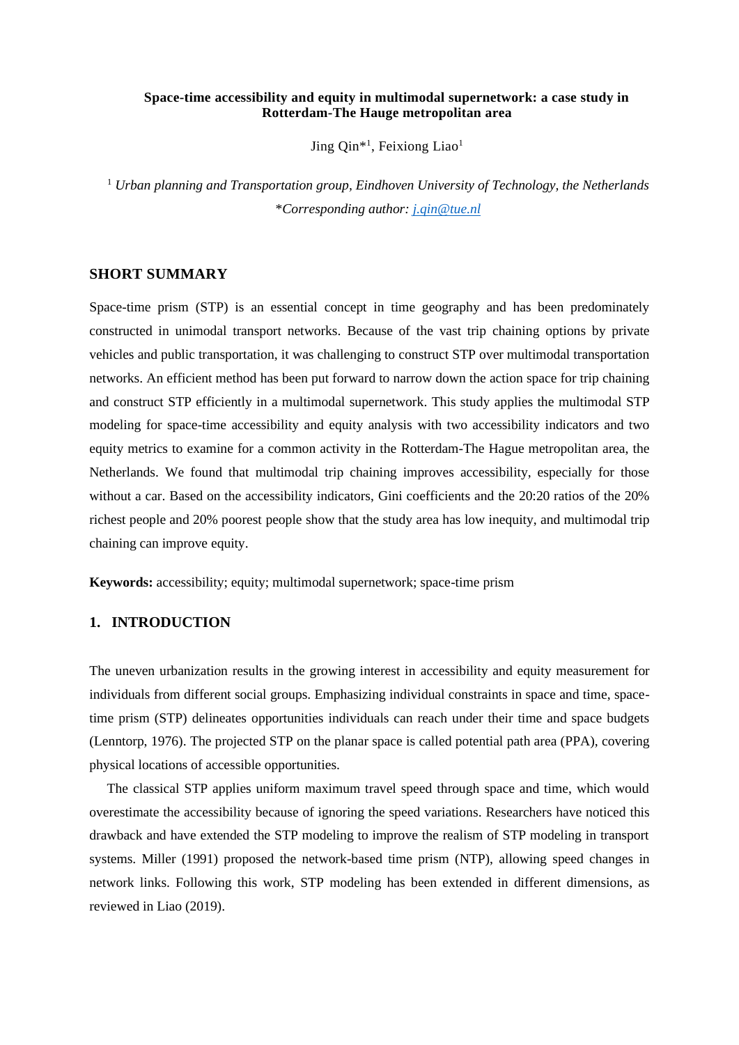# Space-time accessibility and equity in multimodal supernetwork: a case study in Rotterdam-The Hauge metropolitan area

Jing Qin*[1], Feixiong Liao[1]

[1] *Urban planning and Transportation group, Eindhoven University of Technology, the Netherlands*

*\*Corresponding author: j.qin@tue.nl*

## SHORT SUMMARY

Space-time prism (STP) is an essential concept in time geography and has been predominately constructed in unimodal transport networks. Because of the vast trip chaining options by private vehicles and public transportation, it was challenging to construct STP over multimodal transportation networks. An efficient method has been put forward to narrow down the action space for trip chaining and construct STP efficiently in a multimodal supernetwork. This study applies the multimodal STP modeling for space-time accessibility and equity analysis with two accessibility indicators and two equity metrics to examine for a common activity in the Rotterdam-The Hague metropolitan area, the Netherlands. We found that multimodal trip chaining improves accessibility, especially for those without a car. Based on the accessibility indicators, Gini coefficients and the 20:20 ratios of the 20% richest people and 20% poorest people show that the study area has low inequity, and multimodal trip chaining can improve equity.

**Keywords:** accessibility; equity; multimodal supernetwork; space-time prism

## 1. INTRODUCTION

The uneven urbanization results in the growing interest in accessibility and equity measurement for individuals from different social groups. Emphasizing individual constraints in space and time, space-time prism (STP) delineates opportunities individuals can reach under their time and space budgets (Lenntorp, 1976). The projected STP on the planar space is called potential path area (PPA), covering physical locations of accessible opportunities.

The classical STP applies uniform maximum travel speed through space and time, which would overestimate the accessibility because of ignoring the speed variations. Researchers have noticed this drawback and have extended the STP modeling to improve the realism of STP modeling in transport systems. Miller (1991) proposed the network-based time prism (NTP), allowing speed changes in network links. Following this work, STP modeling has been extended in different dimensions, as reviewed in Liao (2019).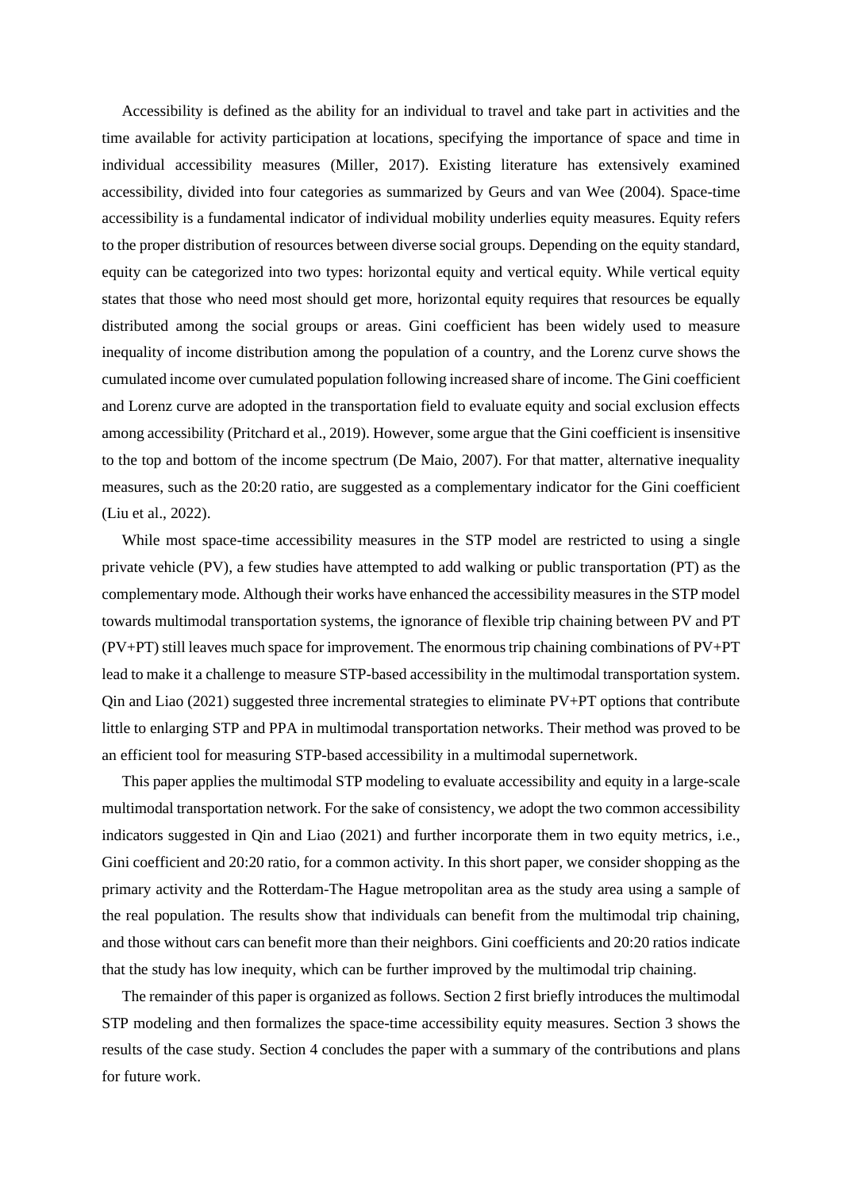Accessibility is defined as the ability for an individual to travel and take part in activities and the time available for activity participation at locations, specifying the importance of space and time in individual accessibility measures (Miller, 2017). Existing literature has extensively examined accessibility, divided into four categories as summarized by Geurs and van Wee (2004). Space-time accessibility is a fundamental indicator of individual mobility underlies equity measures. Equity refers to the proper distribution of resources between diverse social groups. Depending on the equity standard, equity can be categorized into two types: horizontal equity and vertical equity. While vertical equity states that those who need most should get more, horizontal equity requires that resources be equally distributed among the social groups or areas. Gini coefficient has been widely used to measure inequality of income distribution among the population of a country, and the Lorenz curve shows the cumulated income over cumulated population following increased share of income. The Gini coefficient and Lorenz curve are adopted in the transportation field to evaluate equity and social exclusion effects among accessibility (Pritchard et al., 2019). However, some argue that the Gini coefficient is insensitive to the top and bottom of the income spectrum (De Maio, 2007). For that matter, alternative inequality measures, such as the 20:20 ratio, are suggested as a complementary indicator for the Gini coefficient (Liu et al., 2022).

While most space-time accessibility measures in the STP model are restricted to using a single private vehicle (PV), a few studies have attempted to add walking or public transportation (PT) as the complementary mode. Although their works have enhanced the accessibility measures in the STP model towards multimodal transportation systems, the ignorance of flexible trip chaining between PV and PT (PV+PT) still leaves much space for improvement. The enormous trip chaining combinations of PV+PT lead to make it a challenge to measure STP-based accessibility in the multimodal transportation system. Qin and Liao (2021) suggested three incremental strategies to eliminate PV+PT options that contribute little to enlarging STP and PPA in multimodal transportation networks. Their method was proved to be an efficient tool for measuring STP-based accessibility in a multimodal supernetwork.

This paper applies the multimodal STP modeling to evaluate accessibility and equity in a large-scale multimodal transportation network. For the sake of consistency, we adopt the two common accessibility indicators suggested in Qin and Liao (2021) and further incorporate them in two equity metrics, i.e., Gini coefficient and 20:20 ratio, for a common activity. In this short paper, we consider shopping as the primary activity and the Rotterdam-The Hague metropolitan area as the study area using a sample of the real population. The results show that individuals can benefit from the multimodal trip chaining, and those without cars can benefit more than their neighbors. Gini coefficients and 20:20 ratios indicate that the study has low inequity, which can be further improved by the multimodal trip chaining.

The remainder of this paper is organized as follows. Section 2 first briefly introduces the multimodal STP modeling and then formalizes the space-time accessibility equity measures. Section 3 shows the results of the case study. Section 4 concludes the paper with a summary of the contributions and plans for future work.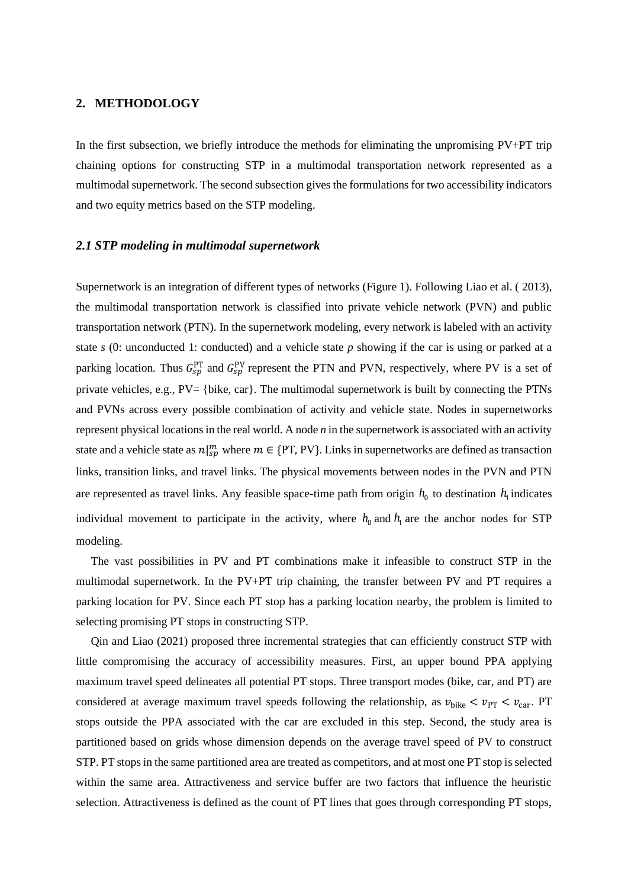## 2. METHODOLOGY

In the first subsection, we briefly introduce the methods for eliminating the unpromising PV+PT trip chaining options for constructing STP in a multimodal transportation network represented as a multimodal supernetwork. The second subsection gives the formulations for two accessibility indicators and two equity metrics based on the STP modeling.

### *2.1 STP modeling in multimodal supernetwork*

Supernetwork is an integration of different types of networks (Figure 1). Following Liao et al. ( 2013), the multimodal transportation network is classified into private vehicle network (PVN) and public transportation network (PTN). In the supernetwork modeling, every network is labeled with an activity state *s* (0: unconducted 1: conducted) and a vehicle state *p* showing if the car is using or parked at a parking location. Thus $G_{sp}^{\mathrm{PT}}$ and $G_{sp}^{\mathrm{PV}}$ represent the PTN and PVN, respectively, where PV is a set of private vehicles, e.g., PV= {bike, car}. The multimodal supernetwork is built by connecting the PTNs and PVNs across every possible combination of activity and vehicle state. Nodes in supernetworks represent physical locations in the real world. A node *n* in the supernetwork is associated with an activity state and a vehicle state as $n|_{sp}^{m}$ where $m \in \{\mathrm{PT}, \mathrm{PV}\}$. Links in supernetworks are defined as transaction links, transition links, and travel links. The physical movements between nodes in the PVN and PTN are represented as travel links. Any feasible space-time path from origin $h_0$ to destination $h_1$ indicates individual movement to participate in the activity, where $h_0$ and $h_1$ are the anchor nodes for STP modeling.

The vast possibilities in PV and PT combinations make it infeasible to construct STP in the multimodal supernetwork. In the PV+PT trip chaining, the transfer between PV and PT requires a parking location for PV. Since each PT stop has a parking location nearby, the problem is limited to selecting promising PT stops in constructing STP.

Qin and Liao (2021) proposed three incremental strategies that can efficiently construct STP with little compromising the accuracy of accessibility measures. First, an upper bound PPA applying maximum travel speed delineates all potential PT stops. Three transport modes (bike, car, and PT) are considered at average maximum travel speeds following the relationship, as $v_{\mathrm{bike}} < v_{\mathrm{PT}} < v_{\mathrm{car}}$. PT stops outside the PPA associated with the car are excluded in this step. Second, the study area is partitioned based on grids whose dimension depends on the average travel speed of PV to construct STP. PT stops in the same partitioned area are treated as competitors, and at most one PT stop is selected within the same area. Attractiveness and service buffer are two factors that influence the heuristic selection. Attractiveness is defined as the count of PT lines that goes through corresponding PT stops,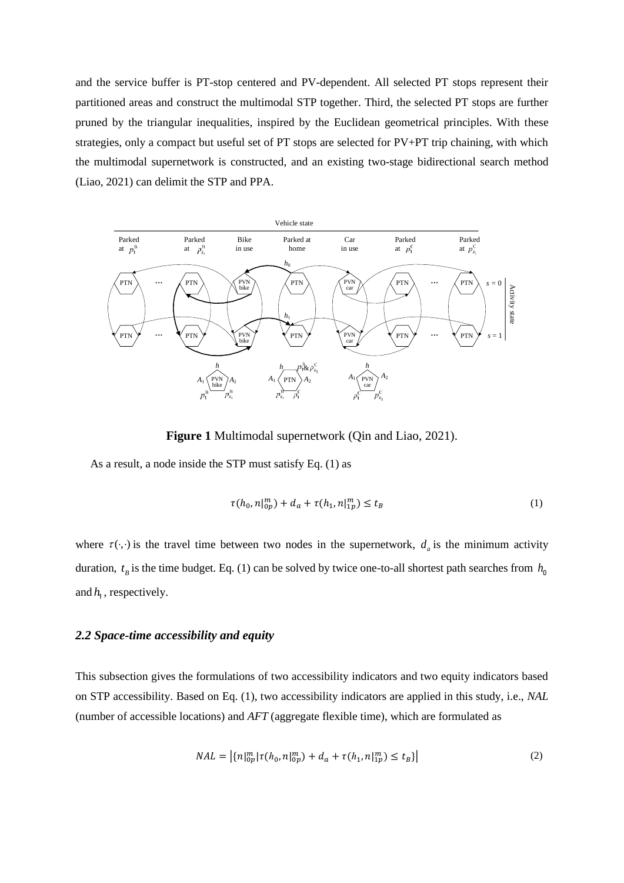and the service buffer is PT-stop centered and PV-dependent. All selected PT stops represent their partitioned areas and construct the multimodal STP together. Third, the selected PT stops are further pruned by the triangular inequalities, inspired by the Euclidean geometrical principles. With these strategies, only a compact but useful set of PT stops are selected for PV+PT trip chaining, with which the multimodal supernetwork is constructed, and an existing two-stage bidirectional search method (Liao, 2021) can delimit the STP and PPA.

**Figure 1** Multimodal supernetwork (Qin and Liao, 2021).

As a result, a node inside the STP must satisfy Eq. (1) as

$$\tau(h_0, n|_{0p}^{m}) + d_a + \tau(h_1, n|_{1p}^{m}) \leq t_B \tag{1}$$

where $\tau(\cdot,\cdot)$ is the travel time between two nodes in the supernetwork, $d_a$ is the minimum activity duration, $t_B$ is the time budget. Eq. (1) can be solved by twice one-to-all shortest path searches from $h_0$ and $h_1$, respectively.

### *2.2 Space-time accessibility and equity*

This subsection gives the formulations of two accessibility indicators and two equity indicators based on STP accessibility. Based on Eq. (1), two accessibility indicators are applied in this study, i.e., *NAL* (number of accessible locations) and *AFT* (aggregate flexible time), which are formulated as

$$NAL = \left|\{n|_{0p}^{m} | \tau(h_0, n|_{0p}^{m}) + d_a + \tau(h_1, n|_{1p}^{m}) \leq t_B\}\right| \tag{2}$$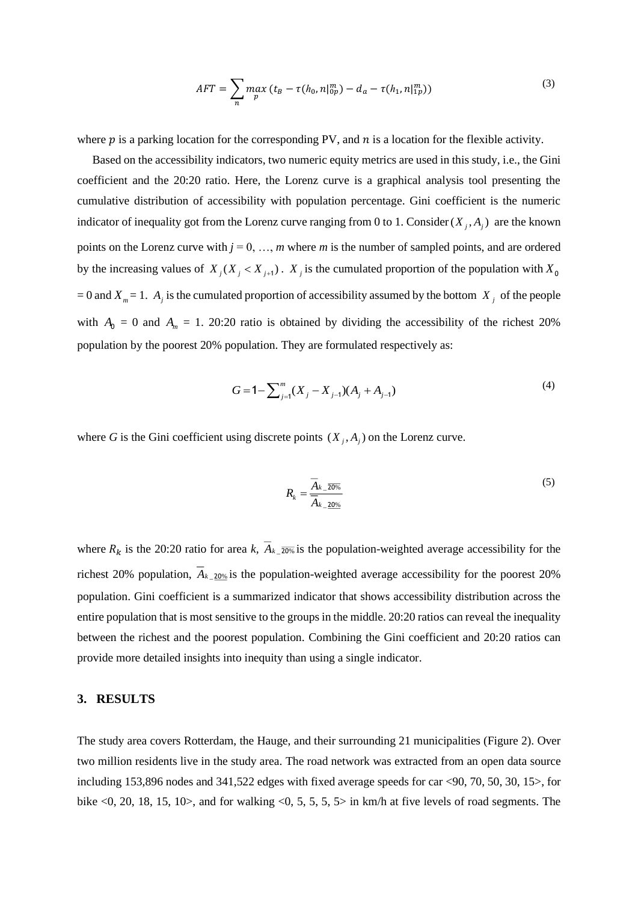$$AFT = \sum_{n} \max_{p} \left(t_B - \tau(h_0, n|_{0p}^{m}) - d_a - \tau(h_1, n|_{1p}^{m})\right) \tag{3}$$

where $p$ is a parking location for the corresponding PV, and $n$ is a location for the flexible activity.

Based on the accessibility indicators, two numeric equity metrics are used in this study, i.e., the Gini coefficient and the 20:20 ratio. Here, the Lorenz curve is a graphical analysis tool presenting the cumulative distribution of accessibility with population percentage. Gini coefficient is the numeric indicator of inequality got from the Lorenz curve ranging from 0 to 1. Consider $(X_j, A_j)$ are the known points on the Lorenz curve with $j$ = 0, …, $m$ where $m$ is the number of sampled points, and are ordered by the increasing values of $X_j (X_j < X_{j+1})$. $X_j$ is the cumulated proportion of the population with $X_0$ = 0 and $X_m$ = 1. $A_j$ is the cumulated proportion of accessibility assumed by the bottom $X_j$ of the people with $A_0$ = 0 and $A_m$ = 1. 20:20 ratio is obtained by dividing the accessibility of the richest 20% population by the poorest 20% population. They are formulated respectively as:

$$G = 1 - \sum_{j=1}^{m} (X_j - X_{j-1})(A_j + A_{j-1}) \tag{4}$$

where $G$ is the Gini coefficient using discrete points $(X_j, A_j)$ on the Lorenz curve.

$$R_k = \frac{\overline{A}_{k\_\overline{20\%}}}{\overline{A}_{k\_\underline{20\%}}} \tag{5}$$

where $R_k$ is the 20:20 ratio for area $k$, $\overline{A}_{k\_\overline{20\%}}$ is the population-weighted average accessibility for the richest 20% population, $\overline{A}_{k\_\underline{20\%}}$ is the population-weighted average accessibility for the poorest 20% population. Gini coefficient is a summarized indicator that shows accessibility distribution across the entire population that is most sensitive to the groups in the middle. 20:20 ratios can reveal the inequality between the richest and the poorest population. Combining the Gini coefficient and 20:20 ratios can provide more detailed insights into inequity than using a single indicator.

## 3. RESULTS

The study area covers Rotterdam, the Hauge, and their surrounding 21 municipalities (Figure 2). Over two million residents live in the study area. The road network was extracted from an open data source including 153,896 nodes and 341,522 edges with fixed average speeds for car <90, 70, 50, 30, 15>, for bike <0, 20, 18, 15, 10>, and for walking <0, 5, 5, 5, 5> in km/h at five levels of road segments. The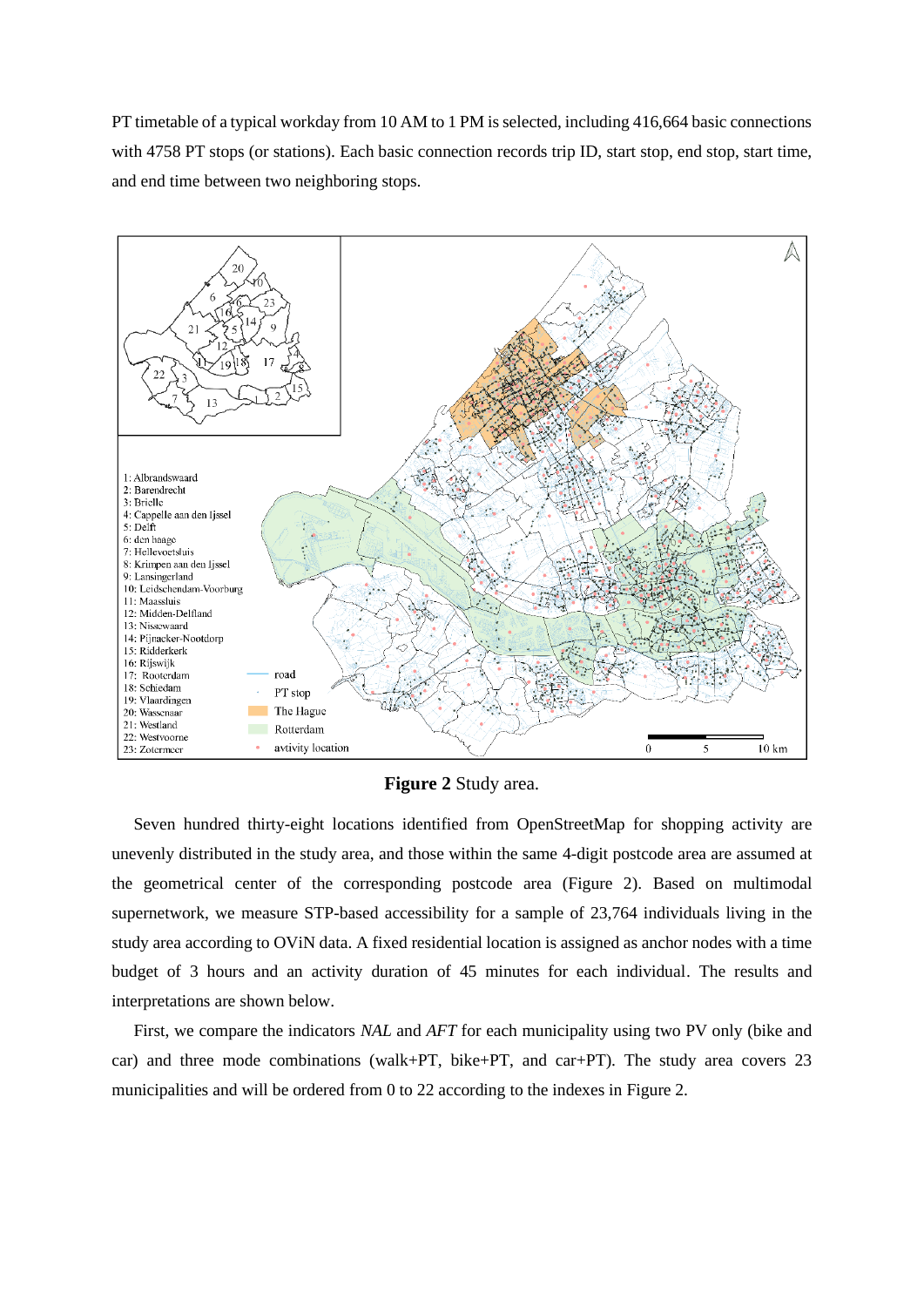PT timetable of a typical workday from 10 AM to 1 PM is selected, including 416,664 basic connections with 4758 PT stops (or stations). Each basic connection records trip ID, start stop, end stop, start time, and end time between two neighboring stops.

**Figure 2** Study area.

Seven hundred thirty-eight locations identified from OpenStreetMap for shopping activity are unevenly distributed in the study area, and those within the same 4-digit postcode area are assumed at the geometrical center of the corresponding postcode area (Figure 2). Based on multimodal supernetwork, we measure STP-based accessibility for a sample of 23,764 individuals living in the study area according to OViN data. A fixed residential location is assigned as anchor nodes with a time budget of 3 hours and an activity duration of 45 minutes for each individual. The results and interpretations are shown below.

First, we compare the indicators *NAL* and *AFT* for each municipality using two PV only (bike and car) and three mode combinations (walk+PT, bike+PT, and car+PT). The study area covers 23 municipalities and will be ordered from 0 to 22 according to the indexes in Figure 2.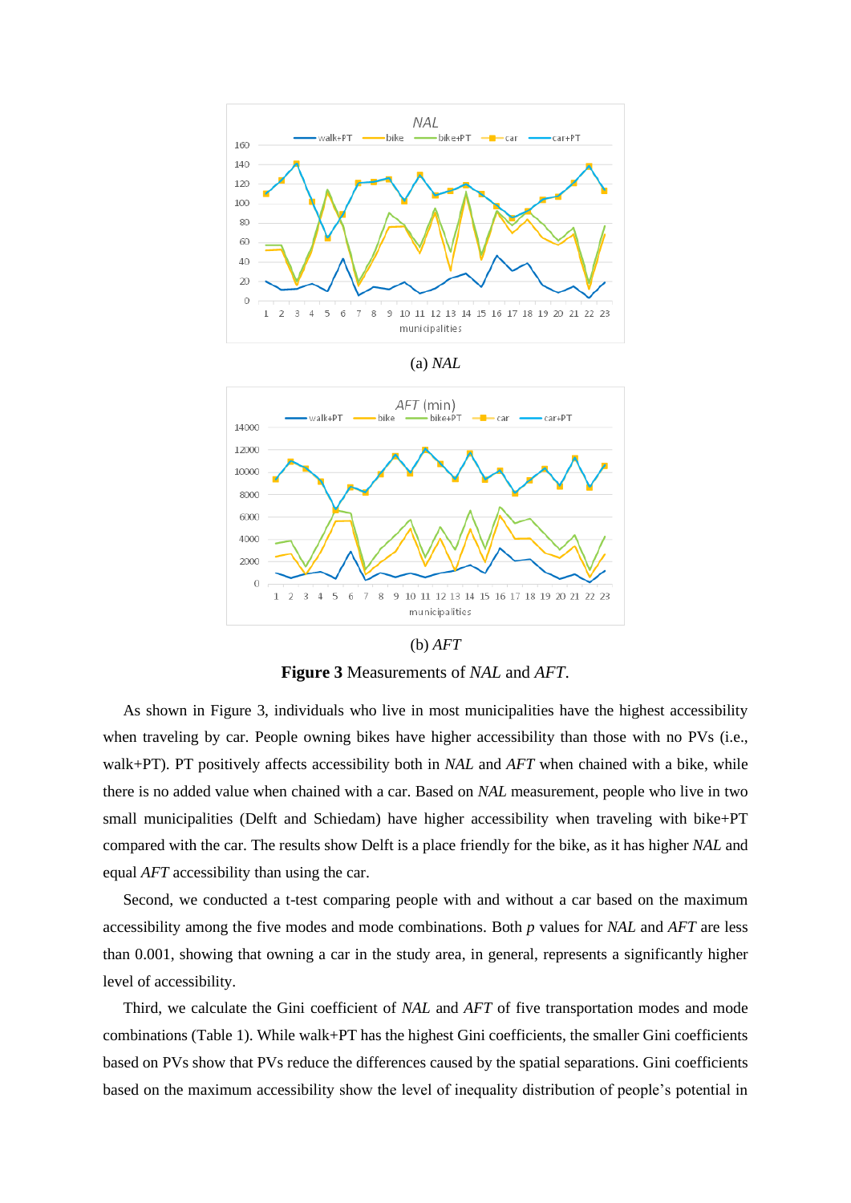(a) *NAL*

(b) *AFT*

**Figure 3** Measurements of *NAL* and *AFT*.

As shown in Figure 3, individuals who live in most municipalities have the highest accessibility when traveling by car. People owning bikes have higher accessibility than those with no PVs (i.e., walk+PT). PT positively affects accessibility both in *NAL* and *AFT* when chained with a bike, while there is no added value when chained with a car. Based on *NAL* measurement, people who live in two small municipalities (Delft and Schiedam) have higher accessibility when traveling with bike+PT compared with the car. The results show Delft is a place friendly for the bike, as it has higher *NAL* and equal *AFT* accessibility than using the car.

Second, we conducted a t-test comparing people with and without a car based on the maximum accessibility among the five modes and mode combinations. Both $p$ values for *NAL* and *AFT* are less than 0.001, showing that owning a car in the study area, in general, represents a significantly higher level of accessibility.

Third, we calculate the Gini coefficient of *NAL* and *AFT* of five transportation modes and mode combinations (Table 1). While walk+PT has the highest Gini coefficients, the smaller Gini coefficients based on PVs show that PVs reduce the differences caused by the spatial separations. Gini coefficients based on the maximum accessibility show the level of inequality distribution of people's potential in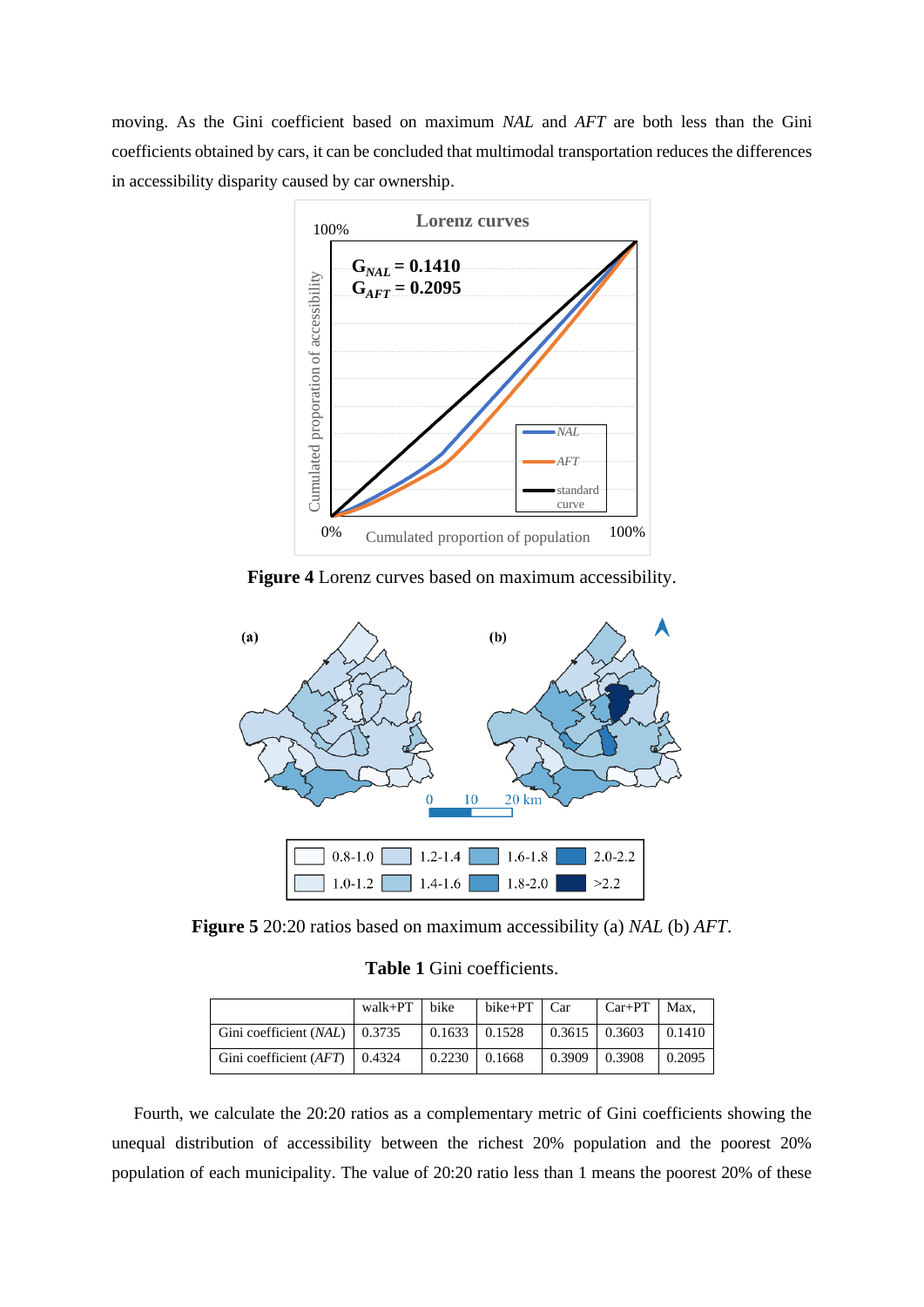moving. As the Gini coefficient based on maximum *NAL* and *AFT* are both less than the Gini coefficients obtained by cars, it can be concluded that multimodal transportation reduces the differences in accessibility disparity caused by car ownership.

**Figure 4** Lorenz curves based on maximum accessibility.

**Figure 5** 20:20 ratios based on maximum accessibility (a) *NAL* (b) *AFT*.

**Table 1** Gini coefficients.

| | walk+PT | bike | bike+PT | Car | Car+PT | Max, |
|---|---|---|---|---|---|---|
| Gini coefficient (*NAL*) | 0.3735 | 0.1633 | 0.1528 | 0.3615 | 0.3603 | 0.1410 |
| Gini coefficient (*AFT*) | 0.4324 | 0.2230 | 0.1668 | 0.3909 | 0.3908 | 0.2095 |

Fourth, we calculate the 20:20 ratios as a complementary metric of Gini coefficients showing the unequal distribution of accessibility between the richest 20% population and the poorest 20% population of each municipality. The value of 20:20 ratio less than 1 means the poorest 20% of these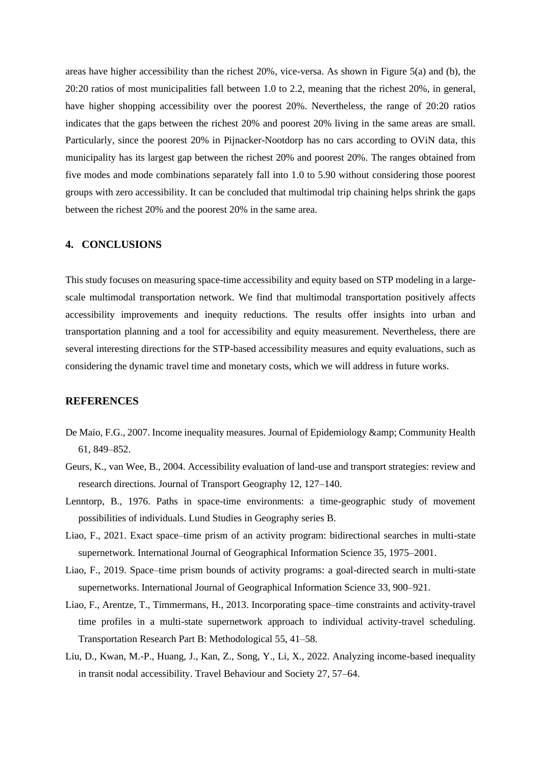areas have higher accessibility than the richest 20%, vice-versa. As shown in Figure 5(a) and (b), the 20:20 ratios of most municipalities fall between 1.0 to 2.2, meaning that the richest 20%, in general, have higher shopping accessibility over the poorest 20%. Nevertheless, the range of 20:20 ratios indicates that the gaps between the richest 20% and poorest 20% living in the same areas are small. Particularly, since the poorest 20% in Pijnacker-Nootdorp has no cars according to OViN data, this municipality has its largest gap between the richest 20% and poorest 20%. The ranges obtained from five modes and mode combinations separately fall into 1.0 to 5.90 without considering those poorest groups with zero accessibility. It can be concluded that multimodal trip chaining helps shrink the gaps between the richest 20% and the poorest 20% in the same area.

## 4. CONCLUSIONS

This study focuses on measuring space-time accessibility and equity based on STP modeling in a large-scale multimodal transportation network. We find that multimodal transportation positively affects accessibility improvements and inequity reductions. The results offer insights into urban and transportation planning and a tool for accessibility and equity measurement. Nevertheless, there are several interesting directions for the STP-based accessibility measures and equity evaluations, such as considering the dynamic travel time and monetary costs, which we will address in future works.

## REFERENCES

De Maio, F.G., 2007. Income inequality measures. Journal of Epidemiology &amp; Community Health 61, 849–852.

Geurs, K., van Wee, B., 2004. Accessibility evaluation of land-use and transport strategies: review and research directions. Journal of Transport Geography 12, 127–140.

Lenntorp, B., 1976. Paths in space-time environments: a time-geographic study of movement possibilities of individuals. Lund Studies in Geography series B.

Liao, F., 2021. Exact space–time prism of an activity program: bidirectional searches in multi-state supernetwork. International Journal of Geographical Information Science 35, 1975–2001.

Liao, F., 2019. Space–time prism bounds of activity programs: a goal-directed search in multi-state supernetworks. International Journal of Geographical Information Science 33, 900–921.

Liao, F., Arentze, T., Timmermans, H., 2013. Incorporating space–time constraints and activity-travel time profiles in a multi-state supernetwork approach to individual activity-travel scheduling. Transportation Research Part B: Methodological 55, 41–58.

Liu, D., Kwan, M.-P., Huang, J., Kan, Z., Song, Y., Li, X., 2022. Analyzing income-based inequality in transit nodal accessibility. Travel Behaviour and Society 27, 57–64.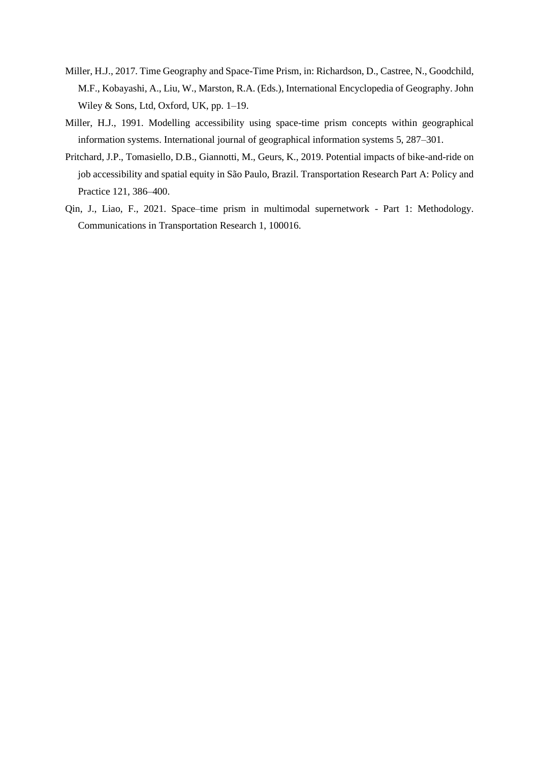Miller, H.J., 2017. Time Geography and Space-Time Prism, in: Richardson, D., Castree, N., Goodchild, M.F., Kobayashi, A., Liu, W., Marston, R.A. (Eds.), International Encyclopedia of Geography. John Wiley & Sons, Ltd, Oxford, UK, pp. 1–19.

Miller, H.J., 1991. Modelling accessibility using space-time prism concepts within geographical information systems. International journal of geographical information systems 5, 287–301.

Pritchard, J.P., Tomasiello, D.B., Giannotti, M., Geurs, K., 2019. Potential impacts of bike-and-ride on job accessibility and spatial equity in São Paulo, Brazil. Transportation Research Part A: Policy and Practice 121, 386–400.

Qin, J., Liao, F., 2021. Space–time prism in multimodal supernetwork - Part 1: Methodology. Communications in Transportation Research 1, 100016.